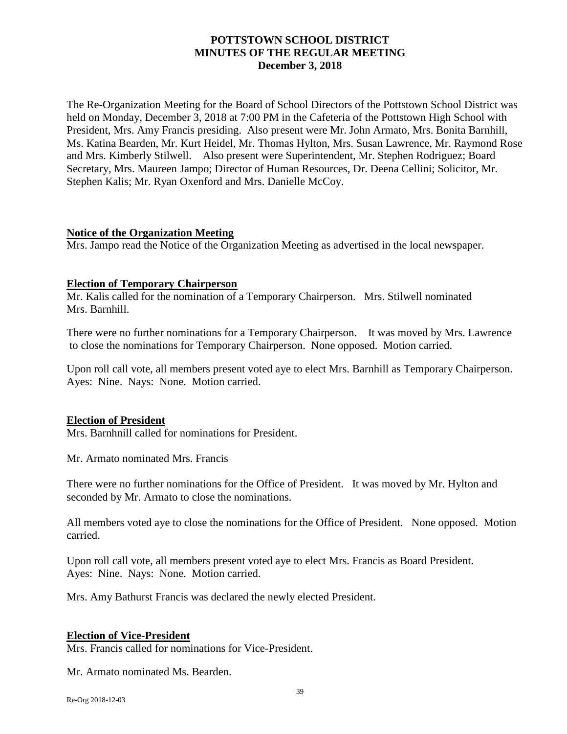# POTTSTOWN SCHOOL DISTRICT
## MINUTES OF THE REGULAR MEETING
### December 3, 2018

The Re-Organization Meeting for the Board of School Directors of the Pottstown School District was held on Monday, December 3, 2018 at 7:00 PM in the Cafeteria of the Pottstown High School with President, Mrs. Amy Francis presiding. Also present were Mr. John Armato, Mrs. Bonita Barnhill, Ms. Katina Bearden, Mr. Kurt Heidel, Mr. Thomas Hylton, Mrs. Susan Lawrence, Mr. Raymond Rose and Mrs. Kimberly Stilwell. Also present were Superintendent, Mr. Stephen Rodriguez; Board Secretary, Mrs. Maureen Jampo; Director of Human Resources, Dr. Deena Cellini; Solicitor, Mr. Stephen Kalis; Mr. Ryan Oxenford and Mrs. Danielle McCoy.

**Notice of the Organization Meeting**

Mrs. Jampo read the Notice of the Organization Meeting as advertised in the local newspaper.

**Election of Temporary Chairperson**

Mr. Kalis called for the nomination of a Temporary Chairperson. Mrs. Stilwell nominated Mrs. Barnhill.

There were no further nominations for a Temporary Chairperson. It was moved by Mrs. Lawrence to close the nominations for Temporary Chairperson. None opposed. Motion carried.

Upon roll call vote, all members present voted aye to elect Mrs. Barnhill as Temporary Chairperson. Ayes: Nine. Nays: None. Motion carried.

**Election of President**

Mrs. Barnhnill called for nominations for President.

Mr. Armato nominated Mrs. Francis

There were no further nominations for the Office of President. It was moved by Mr. Hylton and seconded by Mr. Armato to close the nominations.

All members voted aye to close the nominations for the Office of President. None opposed. Motion carried.

Upon roll call vote, all members present voted aye to elect Mrs. Francis as Board President. Ayes: Nine. Nays: None. Motion carried.

Mrs. Amy Bathurst Francis was declared the newly elected President.

**Election of Vice-President**

Mrs. Francis called for nominations for Vice-President.

Mr. Armato nominated Ms. Bearden.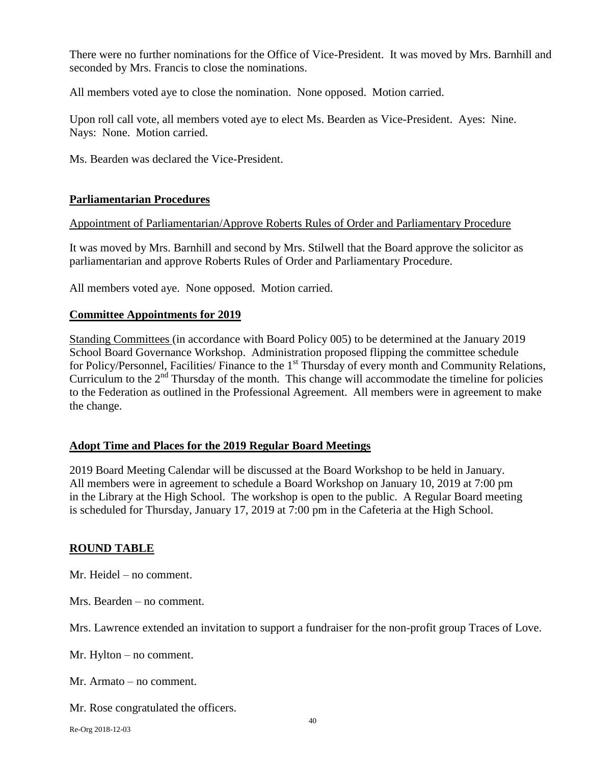There were no further nominations for the Office of Vice-President. It was moved by Mrs. Barnhill and seconded by Mrs. Francis to close the nominations.

All members voted aye to close the nomination. None opposed. Motion carried.

Upon roll call vote, all members voted aye to elect Ms. Bearden as Vice-President. Ayes: Nine. Nays: None. Motion carried.

Ms. Bearden was declared the Vice-President.

## **Parliamentarian Procedures**

Appointment of Parliamentarian/Approve Roberts Rules of Order and Parliamentary Procedure

It was moved by Mrs. Barnhill and second by Mrs. Stilwell that the Board approve the solicitor as parliamentarian and approve Roberts Rules of Order and Parliamentary Procedure.

All members voted aye. None opposed. Motion carried.

## **Committee Appointments for 2019**

Standing Committees (in accordance with Board Policy 005) to be determined at the January 2019 School Board Governance Workshop. Administration proposed flipping the committee schedule for Policy/Personnel, Facilities/ Finance to the 1st Thursday of every month and Community Relations, Curriculum to the 2nd Thursday of the month. This change will accommodate the timeline for policies to the Federation as outlined in the Professional Agreement. All members were in agreement to make the change.

## **Adopt Time and Places for the 2019 Regular Board Meetings**

2019 Board Meeting Calendar will be discussed at the Board Workshop to be held in January. All members were in agreement to schedule a Board Workshop on January 10, 2019 at 7:00 pm in the Library at the High School. The workshop is open to the public. A Regular Board meeting is scheduled for Thursday, January 17, 2019 at 7:00 pm in the Cafeteria at the High School.

## **ROUND TABLE**

Mr. Heidel – no comment.

Mrs. Bearden – no comment.

Mrs. Lawrence extended an invitation to support a fundraiser for the non-profit group Traces of Love.

Mr. Hylton – no comment.

Mr. Armato – no comment.

Mr. Rose congratulated the officers.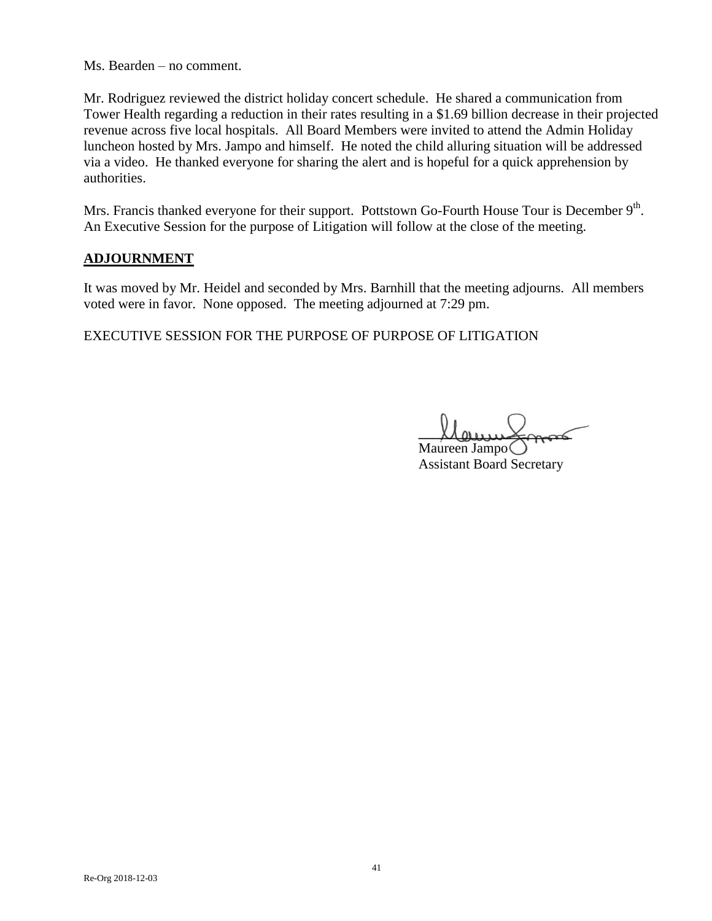Ms. Bearden – no comment.

Mr. Rodriguez reviewed the district holiday concert schedule. He shared a communication from Tower Health regarding a reduction in their rates resulting in a $1.69 billion decrease in their projected revenue across five local hospitals. All Board Members were invited to attend the Admin Holiday luncheon hosted by Mrs. Jampo and himself. He noted the child alluring situation will be addressed via a video. He thanked everyone for sharing the alert and is hopeful for a quick apprehension by authorities.

Mrs. Francis thanked everyone for their support. Pottstown Go-Fourth House Tour is December 9th. An Executive Session for the purpose of Litigation will follow at the close of the meeting.

## ADJOURNMENT

It was moved by Mr. Heidel and seconded by Mrs. Barnhill that the meeting adjourns. All members voted were in favor. None opposed. The meeting adjourned at 7:29 pm.

EXECUTIVE SESSION FOR THE PURPOSE OF PURPOSE OF LITIGATION

Maureen Jampo
Assistant Board Secretary